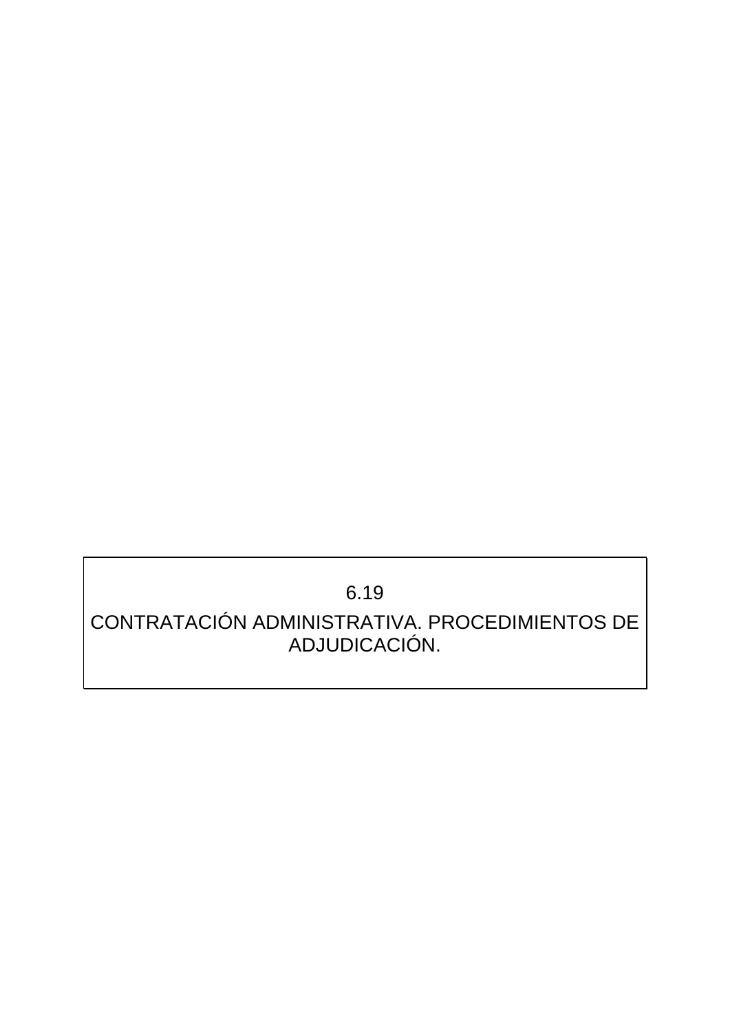# 6.19

# CONTRATACIÓN ADMINISTRATIVA. PROCEDIMIENTOS DE ADJUDICACIÓN.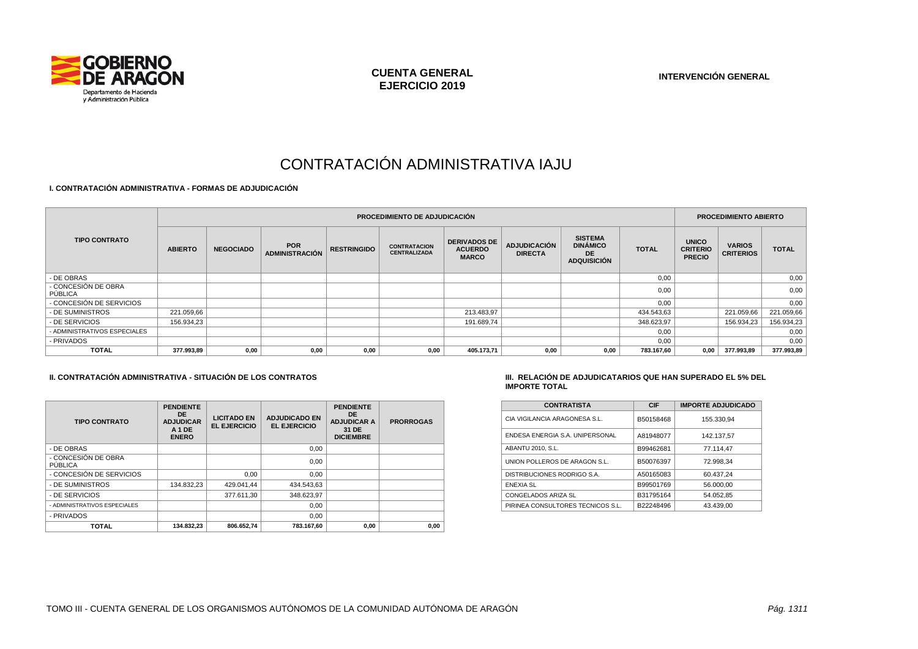**CUENTA GENERAL EJERCICIO 2019**

**INTERVENCIÓN GENERAL**

# CONTRATACIÓN ADMINISTRATIVA IAJU

### I. CONTRATACIÓN ADMINISTRATIVA - FORMAS DE ADJUDICACIÓN

| TIPO CONTRATO | PROCEDIMIENTO DE ADJUDICACIÓN | | | | | | | | | PROCEDIMIENTO ABIERTO | | |
|---|---|---|---|---|---|---|---|---|---|---|---|---|
| | ABIERTO | NEGOCIADO | POR ADMINISTRACIÓN | RESTRINGIDO | CONTRATACION CENTRALIZADA | DERIVADOS DE ACUERDO MARCO | ADJUDICACIÓN DIRECTA | SISTEMA DINÁMICO DE ADQUISICIÓN | TOTAL | UNICO CRITERIO PRECIO | VARIOS CRITERIOS | TOTAL |
| - DE OBRAS | | | | | | | | | 0,00 | | | 0,00 |
| - CONCESIÓN DE OBRA PÚBLICA | | | | | | | | | 0,00 | | | 0,00 |
| - CONCESIÓN DE SERVICIOS | | | | | | | | | 0,00 | | | 0,00 |
| - DE SUMINISTROS | 221.059,66 | | | | | 213.483,97 | | | 434.543,63 | | 221.059,66 | 221.059,66 |
| - DE SERVICIOS | 156.934,23 | | | | | 191.689,74 | | | 348.623,97 | | 156.934,23 | 156.934,23 |
| - ADMINISTRATIVOS ESPECIALES | | | | | | | | | 0,00 | | | 0,00 |
| - PRIVADOS | | | | | | | | | 0,00 | | | 0,00 |
| **TOTAL** | **377.993,89** | **0,00** | **0,00** | **0,00** | **0,00** | **405.173,71** | **0,00** | **0,00** | **783.167,60** | **0,00** | **377.993,89** | **377.993,89** |

### II. CONTRATACIÓN ADMINISTRATIVA - SITUACIÓN DE LOS CONTRATOS

| TIPO CONTRATO | PENDIENTE DE ADJUDICAR A 1 DE ENERO | LICITADO EN EL EJERCICIO | ADJUDICADO EN EL EJERCICIO | PENDIENTE DE ADJUDICAR A 31 DE DICIEMBRE | PRORROGAS |
|---|---|---|---|---|---|
| - DE OBRAS | | | 0,00 | | |
| - CONCESIÓN DE OBRA PÚBLICA | | | 0,00 | | |
| - CONCESIÓN DE SERVICIOS | | 0,00 | 0,00 | | |
| - DE SUMINISTROS | 134.832,23 | 429.041,44 | 434.543,63 | | |
| - DE SERVICIOS | | 377.611,30 | 348.623,97 | | |
| - ADMINISTRATIVOS ESPECIALES | | | 0,00 | | |
| - PRIVADOS | | | 0,00 | | |
| **TOTAL** | **134.832,23** | **806.652,74** | **783.167,60** | **0,00** | **0,00** |

### III. RELACIÓN DE ADJUDICATARIOS QUE HAN SUPERADO EL 5% DEL IMPORTE TOTAL

| CONTRATISTA | CIF | IMPORTE ADJUDICADO |
|---|---|---|
| CIA VIGILANCIA ARAGONESA S.L. | B50158468 | 155.330,94 |
| ENDESA ENERGIA S.A. UNIPERSONAL | A81948077 | 142.137,57 |
| ABANTU 2010, S.L. | B99462681 | 77.114,47 |
| UNION POLLEROS DE ARAGON S.L. | B50076397 | 72.998,34 |
| DISTRIBUCIONES RODRIGO S.A. | A50165083 | 60.437,24 |
| ENEXIA SL | B99501769 | 56.000,00 |
| CONGELADOS ARIZA SL | B31795164 | 54.052,85 |
| PIRINEA CONSULTORES TECNICOS S.L. | B22248496 | 43.439,00 |

TOMO III - CUENTA GENERAL DE LOS ORGANISMOS AUTÓNOMOS DE LA COMUNIDAD AUTÓNOMA DE ARAGÓN